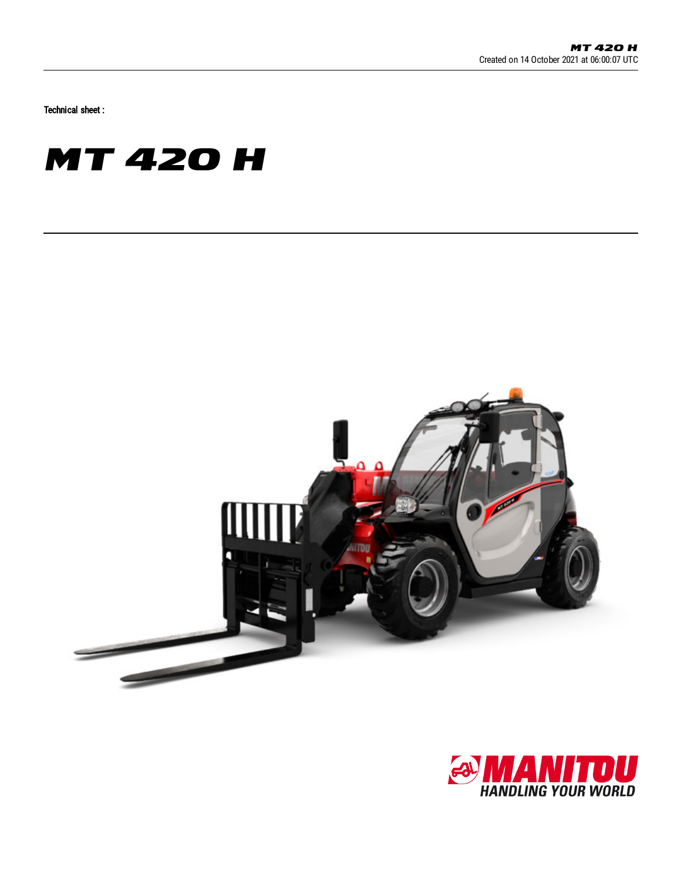Technical sheet :

# MT 420 H

MANITOU
HANDLING YOUR WORLD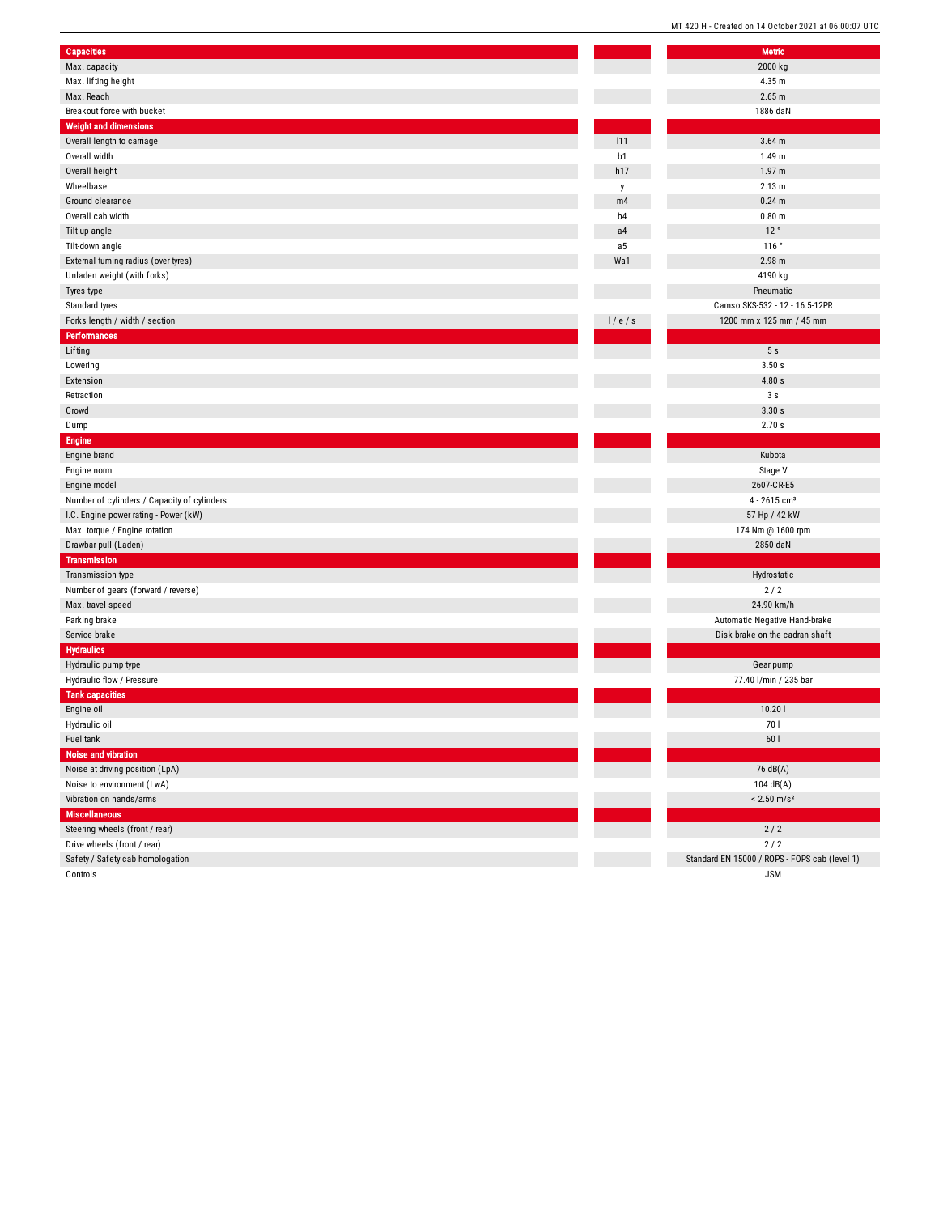| Capacities | | Metric |
|---|---|---|
| Max. capacity | | 2000 kg |
| Max. lifting height | | 4.35 m |
| Max. Reach | | 2.65 m |
| Breakout force with bucket | | 1886 daN |
| **Weight and dimensions** | | |
| Overall length to carriage | l11 | 3.64 m |
| Overall width | b1 | 1.49 m |
| Overall height | h17 | 1.97 m |
| Wheelbase | y | 2.13 m |
| Ground clearance | m4 | 0.24 m |
| Overall cab width | b4 | 0.80 m |
| Tilt-up angle | a4 | 12 ° |
| Tilt-down angle | a5 | 116 ° |
| External turning radius (over tyres) | Wa1 | 2.98 m |
| Unladen weight (with forks) | | 4190 kg |
| Tyres type | | Pneumatic |
| Standard tyres | | Camso SKS-532 - 12 - 16.5-12PR |
| Forks length / width / section | l / e / s | 1200 mm x 125 mm / 45 mm |
| **Performances** | | |
| Lifting | | 5 s |
| Lowering | | 3.50 s |
| Extension | | 4.80 s |
| Retraction | | 3 s |
| Crowd | | 3.30 s |
| Dump | | 2.70 s |
| **Engine** | | |
| Engine brand | | Kubota |
| Engine norm | | Stage V |
| Engine model | | 2607-CR-E5 |
| Number of cylinders / Capacity of cylinders | | 4 - 2615 cm³ |
| I.C. Engine power rating - Power (kW) | | 57 Hp / 42 kW |
| Max. torque / Engine rotation | | 174 Nm @ 1600 rpm |
| Drawbar pull (Laden) | | 2850 daN |
| **Transmission** | | |
| Transmission type | | Hydrostatic |
| Number of gears (forward / reverse) | | 2 / 2 |
| Max. travel speed | | 24.90 km/h |
| Parking brake | | Automatic Negative Hand-brake |
| Service brake | | Disk brake on the cadran shaft |
| **Hydraulics** | | |
| Hydraulic pump type | | Gear pump |
| Hydraulic flow / Pressure | | 77.40 l/min / 235 bar |
| **Tank capacities** | | |
| Engine oil | | 10.20 l |
| Hydraulic oil | | 70 l |
| Fuel tank | | 60 l |
| **Noise and vibration** | | |
| Noise at driving position (LpA) | | 76 dB(A) |
| Noise to environment (LwA) | | 104 dB(A) |
| Vibration on hands/arms | | < 2.50 m/s² |
| **Miscellaneous** | | |
| Steering wheels (front / rear) | | 2 / 2 |
| Drive wheels (front / rear) | | 2 / 2 |
| Safety / Safety cab homologation | | Standard EN 15000 / ROPS - FOPS cab (level 1) |
| Controls | | JSM |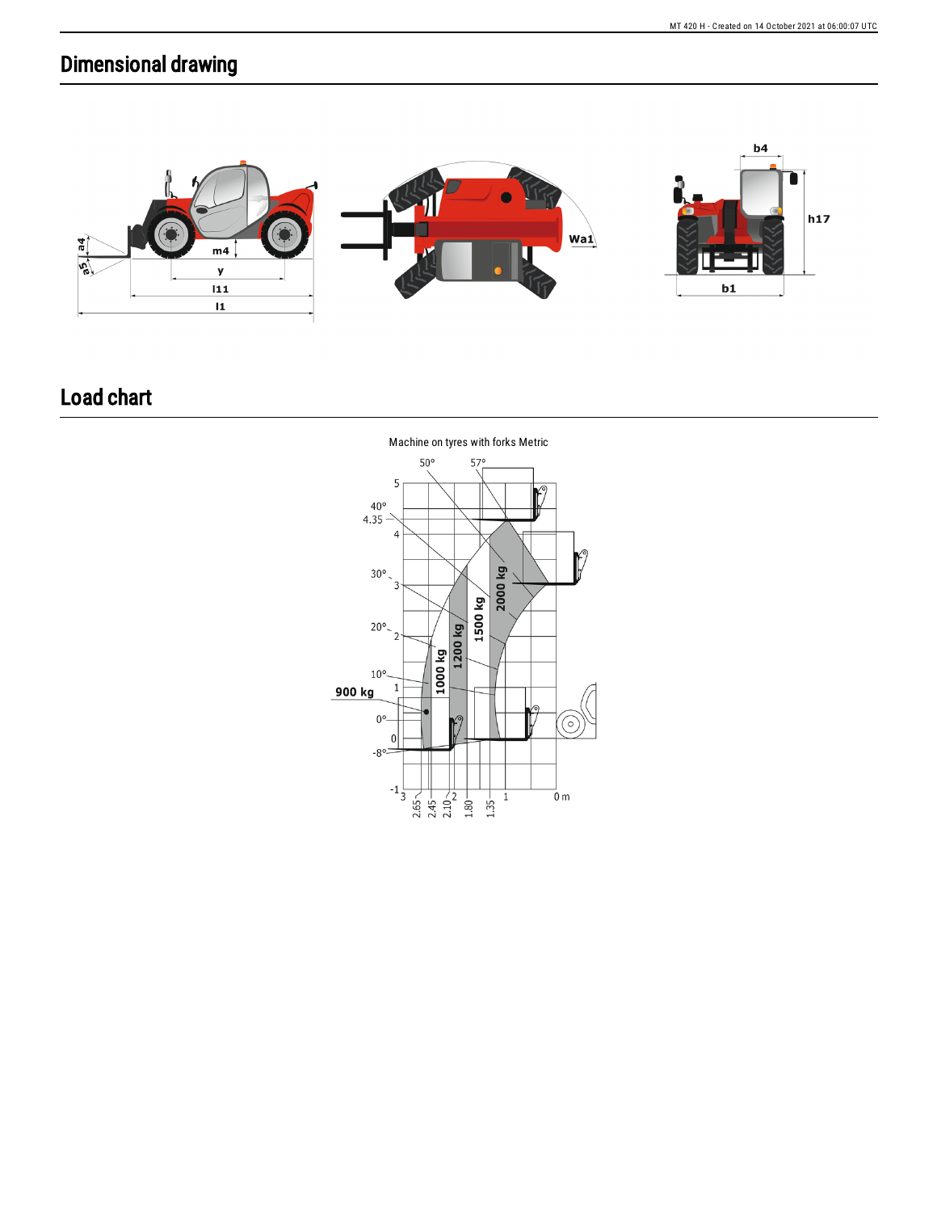## Dimensional drawing

## Load chart

Machine on tyres with forks Metric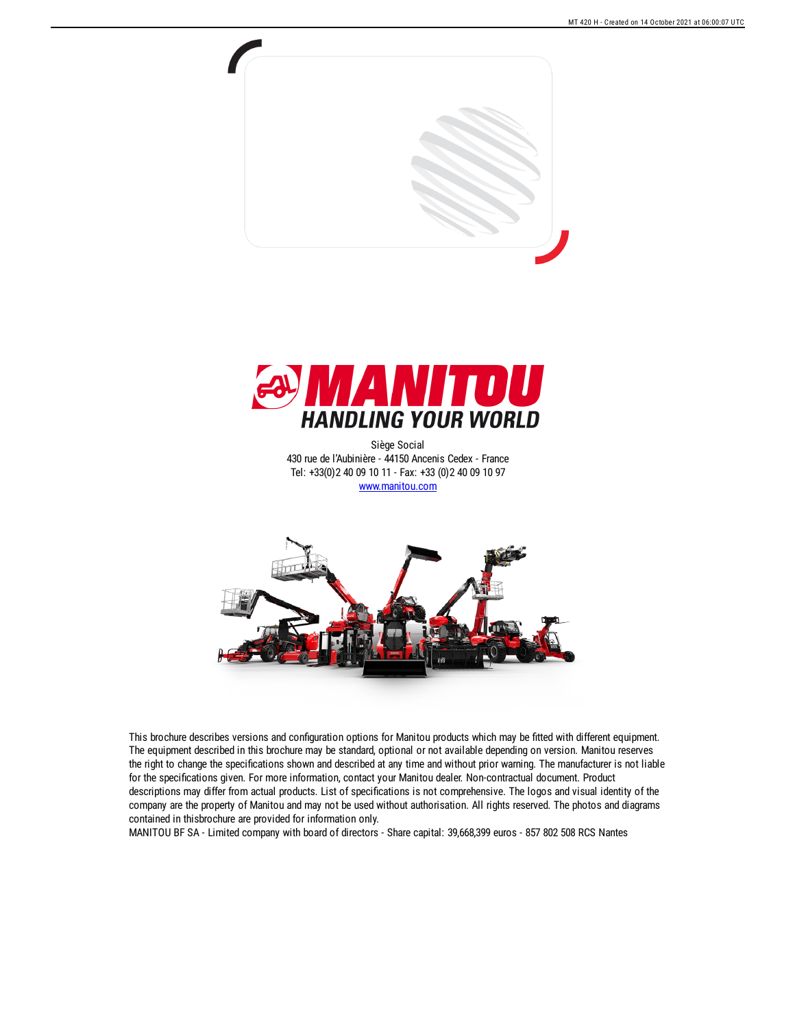MANITOU

HANDLING YOUR WORLD

Siège Social
430 rue de l'Aubinière - 44150 Ancenis Cedex - France
Tel: +33(0)2 40 09 10 11 - Fax: +33 (0)2 40 09 10 97
www.manitou.com

This brochure describes versions and configuration options for Manitou products which may be fitted with different equipment. The equipment described in this brochure may be standard, optional or not available depending on version. Manitou reserves the right to change the specifications shown and described at any time and without prior warning. The manufacturer is not liable for the specifications given. For more information, contact your Manitou dealer. Non-contractual document. Product descriptions may differ from actual products. List of specifications is not comprehensive. The logos and visual identity of the company are the property of Manitou and may not be used without authorisation. All rights reserved. The photos and diagrams contained in thisbrochure are provided for information only.
MANITOU BF SA - Limited company with board of directors - Share capital: 39,668,399 euros - 857 802 508 RCS Nantes